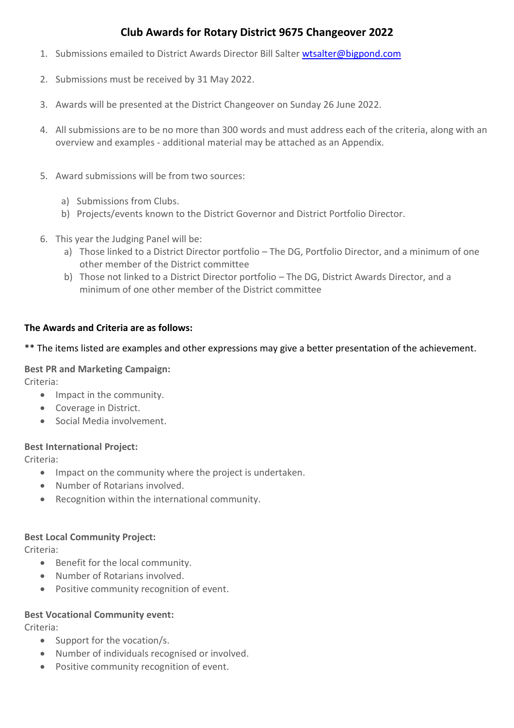# Club Awards for Rotary District 9675 Changeover 2022

1. Submissions emailed to District Awards Director Bill Salter [wtsalter@bigpond.com](mailto:wtsalter@bigpond.com)

2. Submissions must be received by 31 May 2022.

3. Awards will be presented at the District Changeover on Sunday 26 June 2022.

4. All submissions are to be no more than 300 words and must address each of the criteria, along with an overview and examples - additional material may be attached as an Appendix.

5. Award submissions will be from two sources:

   a) Submissions from Clubs.
   b) Projects/events known to the District Governor and District Portfolio Director.

6. This year the Judging Panel will be:
   a) Those linked to a District Director portfolio – The DG, Portfolio Director, and a minimum of one other member of the District committee
   b) Those not linked to a District Director portfolio – The DG, District Awards Director, and a minimum of one other member of the District committee

**The Awards and Criteria are as follows:**

** The items listed are examples and other expressions may give a better presentation of the achievement.

**Best PR and Marketing Campaign:**
Criteria:

- Impact in the community.
- Coverage in District.
- Social Media involvement.

**Best International Project:**
Criteria:

- Impact on the community where the project is undertaken.
- Number of Rotarians involved.
- Recognition within the international community.

**Best Local Community Project:**
Criteria:

- Benefit for the local community.
- Number of Rotarians involved.
- Positive community recognition of event.

**Best Vocational Community event:**
Criteria:

- Support for the vocation/s.
- Number of individuals recognised or involved.
- Positive community recognition of event.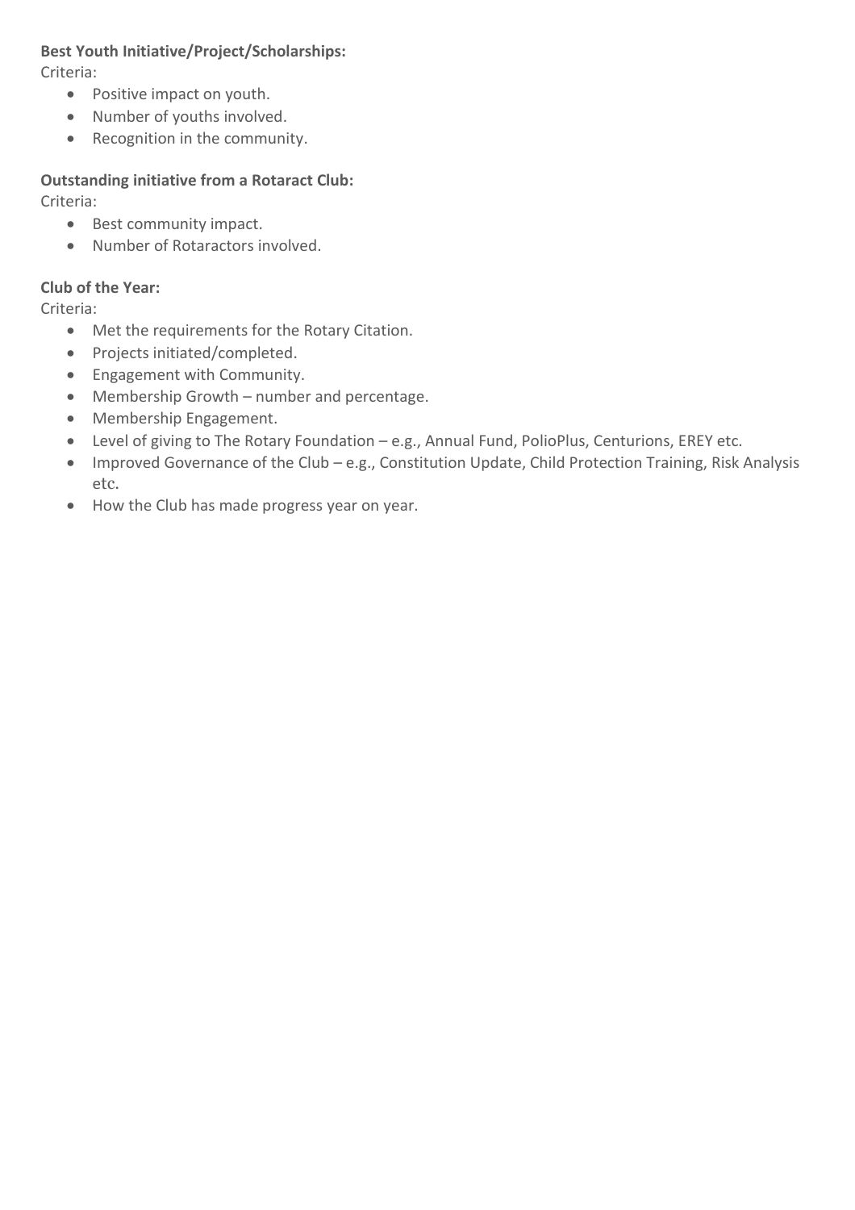**Best Youth Initiative/Project/Scholarships:**

Criteria:

- Positive impact on youth.
- Number of youths involved.
- Recognition in the community.

**Outstanding initiative from a Rotaract Club:**

Criteria:

- Best community impact.
- Number of Rotaractors involved.

**Club of the Year:**

Criteria:

- Met the requirements for the Rotary Citation.
- Projects initiated/completed.
- Engagement with Community.
- Membership Growth – number and percentage.
- Membership Engagement.
- Level of giving to The Rotary Foundation – e.g., Annual Fund, PolioPlus, Centurions, EREY etc.
- Improved Governance of the Club – e.g., Constitution Update, Child Protection Training, Risk Analysis etc.
- How the Club has made progress year on year.